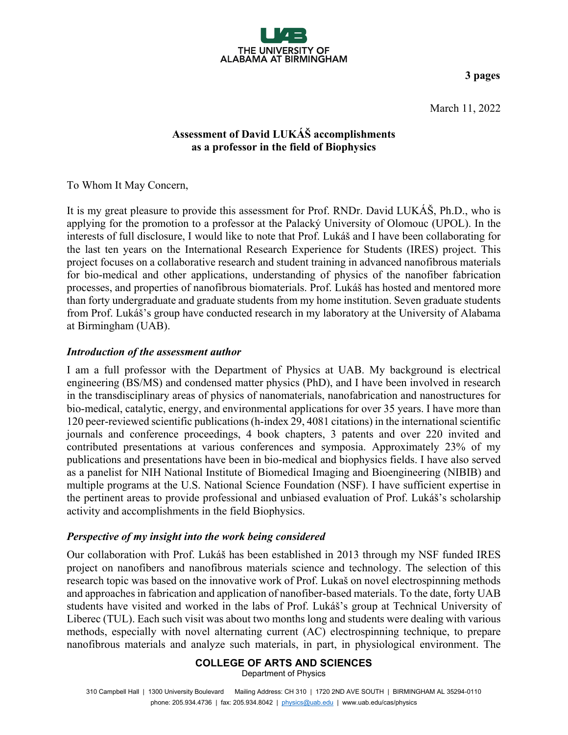THE UNIVERSITY OF ALABAMA AT BIRMINGHAM

**3 pages**

March 11, 2022

**Assessment of David LUKÁŠ accomplishments as a professor in the field of Biophysics**

To Whom It May Concern,

It is my great pleasure to provide this assessment for Prof. RNDr. David LUKÁŠ, Ph.D., who is applying for the promotion to a professor at the Palacký University of Olomouc (UPOL). In the interests of full disclosure, I would like to note that Prof. Lukáš and I have been collaborating for the last ten years on the International Research Experience for Students (IRES) project. This project focuses on a collaborative research and student training in advanced nanofibrous materials for bio-medical and other applications, understanding of physics of the nanofiber fabrication processes, and properties of nanofibrous biomaterials. Prof. Lukáš has hosted and mentored more than forty undergraduate and graduate students from my home institution. Seven graduate students from Prof. Lukáš's group have conducted research in my laboratory at the University of Alabama at Birmingham (UAB).

### *Introduction of the assessment author*

I am a full professor with the Department of Physics at UAB. My background is electrical engineering (BS/MS) and condensed matter physics (PhD), and I have been involved in research in the transdisciplinary areas of physics of nanomaterials, nanofabrication and nanostructures for bio-medical, catalytic, energy, and environmental applications for over 35 years. I have more than 120 peer-reviewed scientific publications (h-index 29, 4081 citations) in the international scientific journals and conference proceedings, 4 book chapters, 3 patents and over 220 invited and contributed presentations at various conferences and symposia. Approximately 23% of my publications and presentations have been in bio-medical and biophysics fields. I have also served as a panelist for NIH National Institute of Biomedical Imaging and Bioengineering (NIBIB) and multiple programs at the U.S. National Science Foundation (NSF). I have sufficient expertise in the pertinent areas to provide professional and unbiased evaluation of Prof. Lukáš's scholarship activity and accomplishments in the field Biophysics.

### *Perspective of my insight into the work being considered*

Our collaboration with Prof. Lukáš has been established in 2013 through my NSF funded IRES project on nanofibers and nanofibrous materials science and technology. The selection of this research topic was based on the innovative work of Prof. Lukaš on novel electrospinning methods and approaches in fabrication and application of nanofiber-based materials. To the date, forty UAB students have visited and worked in the labs of Prof. Lukáš's group at Technical University of Liberec (TUL). Each such visit was about two months long and students were dealing with various methods, especially with novel alternating current (AC) electrospinning technique, to prepare nanofibrous materials and analyze such materials, in part, in physiological environment. The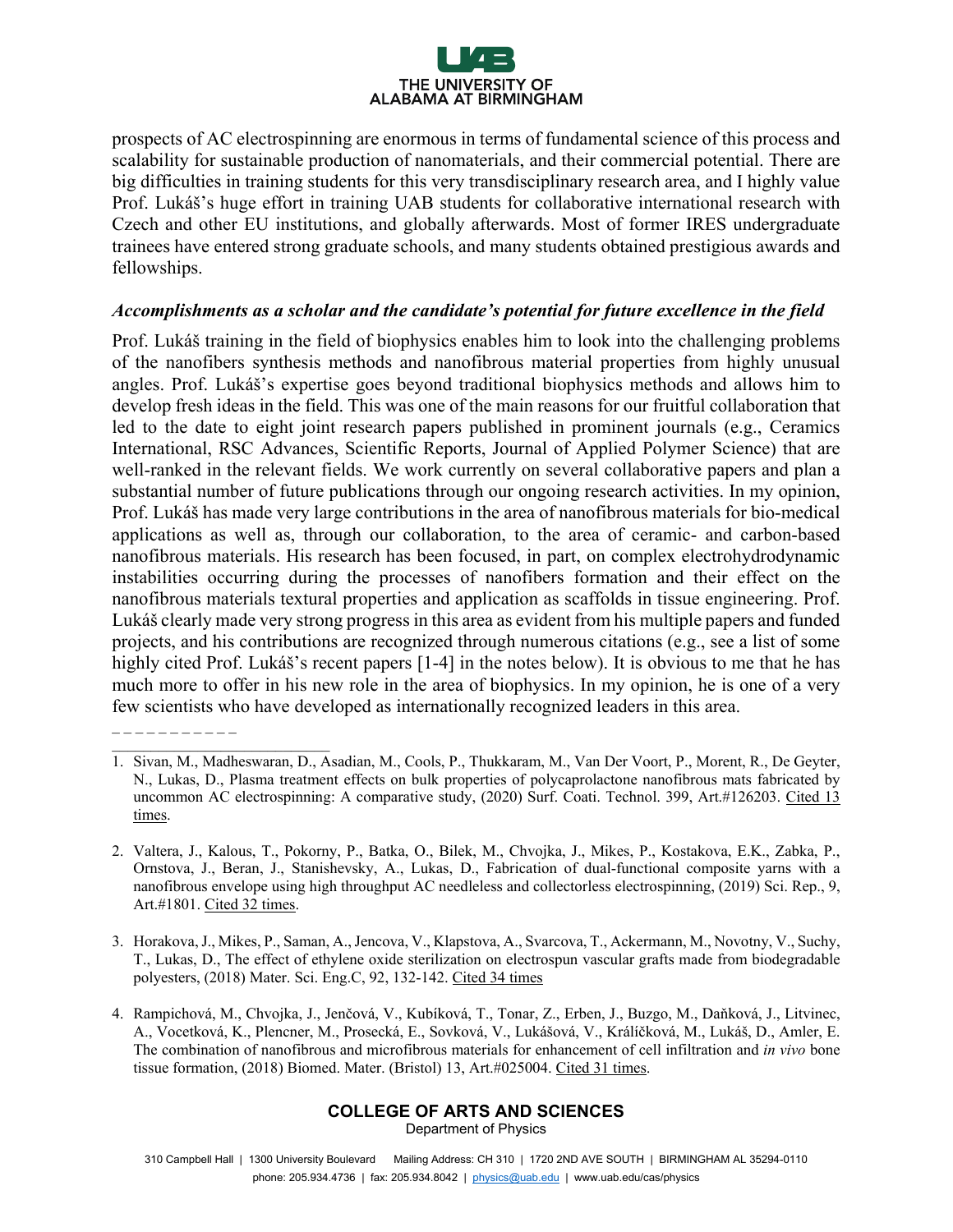prospects of AC electrospinning are enormous in terms of fundamental science of this process and scalability for sustainable production of nanomaterials, and their commercial potential. There are big difficulties in training students for this very transdisciplinary research area, and I highly value Prof. Lukáš's huge effort in training UAB students for collaborative international research with Czech and other EU institutions, and globally afterwards. Most of former IRES undergraduate trainees have entered strong graduate schools, and many students obtained prestigious awards and fellowships.

### *Accomplishments as a scholar and the candidate's potential for future excellence in the field*

Prof. Lukáš training in the field of biophysics enables him to look into the challenging problems of the nanofibers synthesis methods and nanofibrous material properties from highly unusual angles. Prof. Lukáš's expertise goes beyond traditional biophysics methods and allows him to develop fresh ideas in the field. This was one of the main reasons for our fruitful collaboration that led to the date to eight joint research papers published in prominent journals (e.g., Ceramics International, RSC Advances, Scientific Reports, Journal of Applied Polymer Science) that are well-ranked in the relevant fields. We work currently on several collaborative papers and plan a substantial number of future publications through our ongoing research activities. In my opinion, Prof. Lukáš has made very large contributions in the area of nanofibrous materials for bio-medical applications as well as, through our collaboration, to the area of ceramic- and carbon-based nanofibrous materials. His research has been focused, in part, on complex electrohydrodynamic instabilities occurring during the processes of nanofibers formation and their effect on the nanofibrous materials textural properties and application as scaffolds in tissue engineering. Prof. Lukáš clearly made very strong progress in this area as evident from his multiple papers and funded projects, and his contributions are recognized through numerous citations (e.g., see a list of some highly cited Prof. Lukáš's recent papers [1-4] in the notes below). It is obvious to me that he has much more to offer in his new role in the area of biophysics. In my opinion, he is one of a very few scientists who have developed as internationally recognized leaders in this area.

\_ \_ \_ \_ \_ \_ \_ \_ \_ \_ \_

---

1. Sivan, M., Madheswaran, D., Asadian, M., Cools, P., Thukkaram, M., Van Der Voort, P., Morent, R., De Geyter, N., Lukas, D., Plasma treatment effects on bulk properties of polycaprolactone nanofibrous mats fabricated by uncommon AC electrospinning: A comparative study, (2020) Surf. Coati. Technol. 399, Art.#126203. Cited 13 times.

2. Valtera, J., Kalous, T., Pokorny, P., Batka, O., Bilek, M., Chvojka, J., Mikes, P., Kostakova, E.K., Zabka, P., Ornstova, J., Beran, J., Stanishevsky, A., Lukas, D., Fabrication of dual-functional composite yarns with a nanofibrous envelope using high throughput AC needleless and collectorless electrospinning, (2019) Sci. Rep., 9, Art.#1801. Cited 32 times.

3. Horakova, J., Mikes, P., Saman, A., Jencova, V., Klapstova, A., Svarcova, T., Ackermann, M., Novotny, V., Suchy, T., Lukas, D., The effect of ethylene oxide sterilization on electrospun vascular grafts made from biodegradable polyesters, (2018) Mater. Sci. Eng.C, 92, 132-142. Cited 34 times

4. Rampichová, M., Chvojka, J., Jenčová, V., Kubíková, T., Tonar, Z., Erben, J., Buzgo, M., Daňková, J., Litvinec, A., Vocetková, K., Plencner, M., Prosecká, E., Sovková, V., Lukášová, V., Králíčková, M., Lukáš, D., Amler, E. The combination of nanofibrous and microfibrous materials for enhancement of cell infiltration and *in vivo* bone tissue formation, (2018) Biomed. Mater. (Bristol) 13, Art.#025004. Cited 31 times.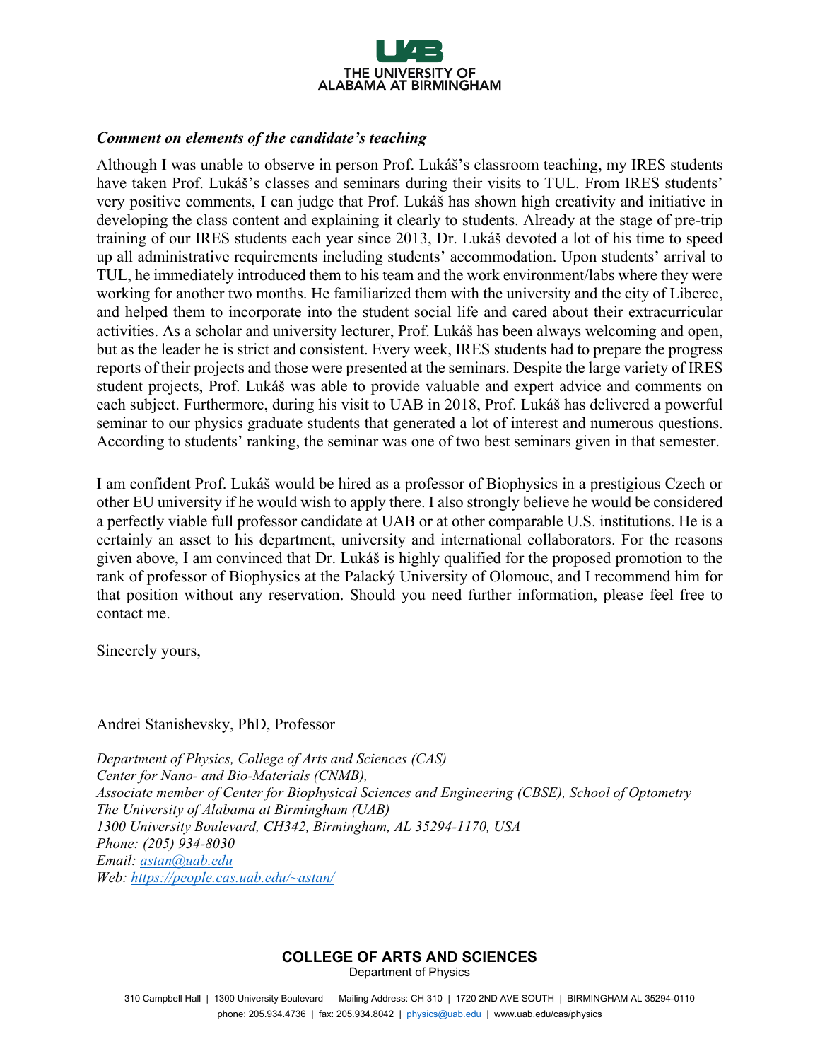### *Comment on elements of the candidate's teaching*

Although I was unable to observe in person Prof. Lukáš's classroom teaching, my IRES students have taken Prof. Lukáš's classes and seminars during their visits to TUL. From IRES students' very positive comments, I can judge that Prof. Lukáš has shown high creativity and initiative in developing the class content and explaining it clearly to students. Already at the stage of pre-trip training of our IRES students each year since 2013, Dr. Lukáš devoted a lot of his time to speed up all administrative requirements including students' accommodation. Upon students' arrival to TUL, he immediately introduced them to his team and the work environment/labs where they were working for another two months. He familiarized them with the university and the city of Liberec, and helped them to incorporate into the student social life and cared about their extracurricular activities. As a scholar and university lecturer, Prof. Lukáš has been always welcoming and open, but as the leader he is strict and consistent. Every week, IRES students had to prepare the progress reports of their projects and those were presented at the seminars. Despite the large variety of IRES student projects, Prof. Lukáš was able to provide valuable and expert advice and comments on each subject. Furthermore, during his visit to UAB in 2018, Prof. Lukáš has delivered a powerful seminar to our physics graduate students that generated a lot of interest and numerous questions. According to students' ranking, the seminar was one of two best seminars given in that semester.

I am confident Prof. Lukáš would be hired as a professor of Biophysics in a prestigious Czech or other EU university if he would wish to apply there. I also strongly believe he would be considered a perfectly viable full professor candidate at UAB or at other comparable U.S. institutions. He is a certainly an asset to his department, university and international collaborators. For the reasons given above, I am convinced that Dr. Lukáš is highly qualified for the proposed promotion to the rank of professor of Biophysics at the Palacký University of Olomouc, and I recommend him for that position without any reservation. Should you need further information, please feel free to contact me.

Sincerely yours,

Andrei Stanishevsky, PhD, Professor

*Department of Physics, College of Arts and Sciences (CAS)*
*Center for Nano- and Bio-Materials (CNMB),*
*Associate member of Center for Biophysical Sciences and Engineering (CBSE), School of Optometry*
*The University of Alabama at Birmingham (UAB)*
*1300 University Boulevard, CH342, Birmingham, AL 35294-1170, USA*
*Phone: (205) 934-8030*
*Email: astan@uab.edu*
*Web: https://people.cas.uab.edu/~astan/*

**COLLEGE OF ARTS AND SCIENCES**
Department of Physics

310 Campbell Hall | 1300 University Boulevard    Mailing Address: CH 310 | 1720 2ND AVE SOUTH | BIRMINGHAM AL 35294-0110
phone: 205.934.4736 | fax: 205.934.8042 | physics@uab.edu | www.uab.edu/cas/physics